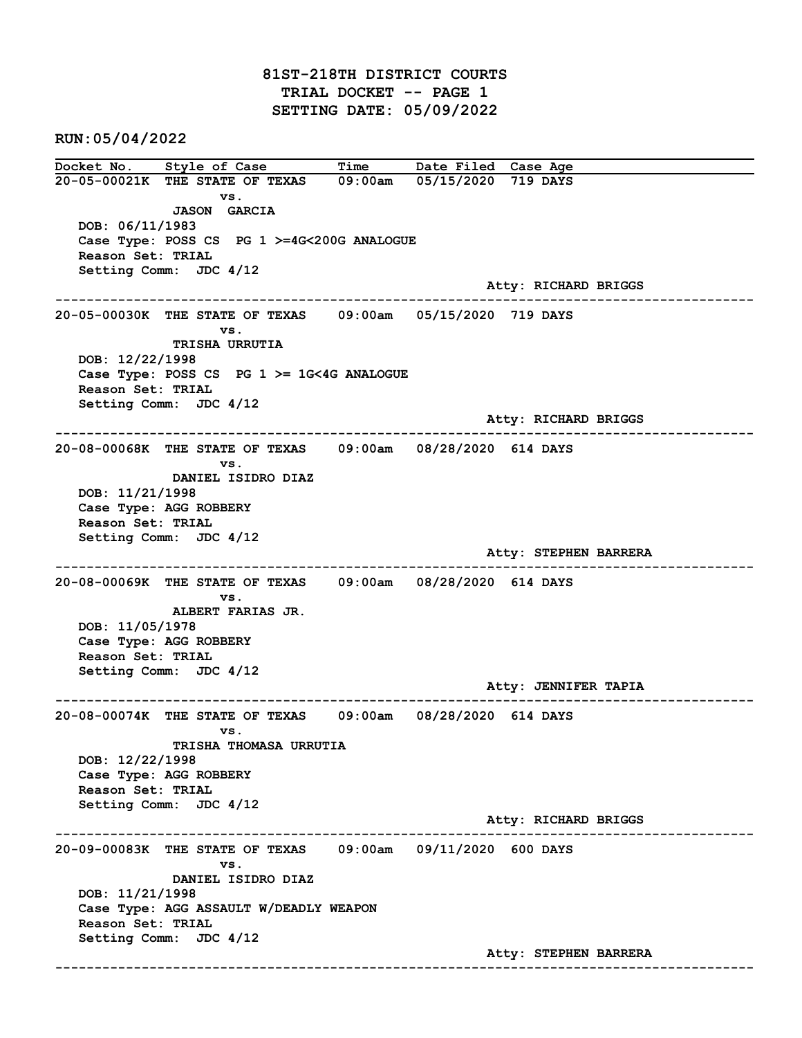# 81ST-218TH DISTRICT COURTS
## TRIAL DOCKET -- PAGE 1
## SETTING DATE: 05/09/2022

**RUN:05/04/2022**

| Docket No. | Style of Case | Time | Date Filed | Case Age |
|---|---|---|---|---|

---

**20-05-00021K** THE STATE OF TEXAS vs. JASON GARCIA — 09:00am — 05/15/2020 — 719 DAYS

DOB: 06/11/1983
Case Type: POSS CS PG 1 >=4G<200G ANALOGUE
Reason Set: TRIAL
Setting Comm: JDC 4/12
Atty: RICHARD BRIGGS

---

**20-05-00030K** THE STATE OF TEXAS vs. TRISHA URRUTIA — 09:00am — 05/15/2020 — 719 DAYS

DOB: 12/22/1998
Case Type: POSS CS PG 1 >= 1G<4G ANALOGUE
Reason Set: TRIAL
Setting Comm: JDC 4/12
Atty: RICHARD BRIGGS

---

**20-08-00068K** THE STATE OF TEXAS vs. DANIEL ISIDRO DIAZ — 09:00am — 08/28/2020 — 614 DAYS

DOB: 11/21/1998
Case Type: AGG ROBBERY
Reason Set: TRIAL
Setting Comm: JDC 4/12
Atty: STEPHEN BARRERA

---

**20-08-00069K** THE STATE OF TEXAS vs. ALBERT FARIAS JR. — 09:00am — 08/28/2020 — 614 DAYS

DOB: 11/05/1978
Case Type: AGG ROBBERY
Reason Set: TRIAL
Setting Comm: JDC 4/12
Atty: JENNIFER TAPIA

---

**20-08-00074K** THE STATE OF TEXAS vs. TRISHA THOMASA URRUTIA — 09:00am — 08/28/2020 — 614 DAYS

DOB: 12/22/1998
Case Type: AGG ROBBERY
Reason Set: TRIAL
Setting Comm: JDC 4/12
Atty: RICHARD BRIGGS

---

**20-09-00083K** THE STATE OF TEXAS vs. DANIEL ISIDRO DIAZ — 09:00am — 09/11/2020 — 600 DAYS

DOB: 11/21/1998
Case Type: AGG ASSAULT W/DEADLY WEAPON
Reason Set: TRIAL
Setting Comm: JDC 4/12
Atty: STEPHEN BARRERA

---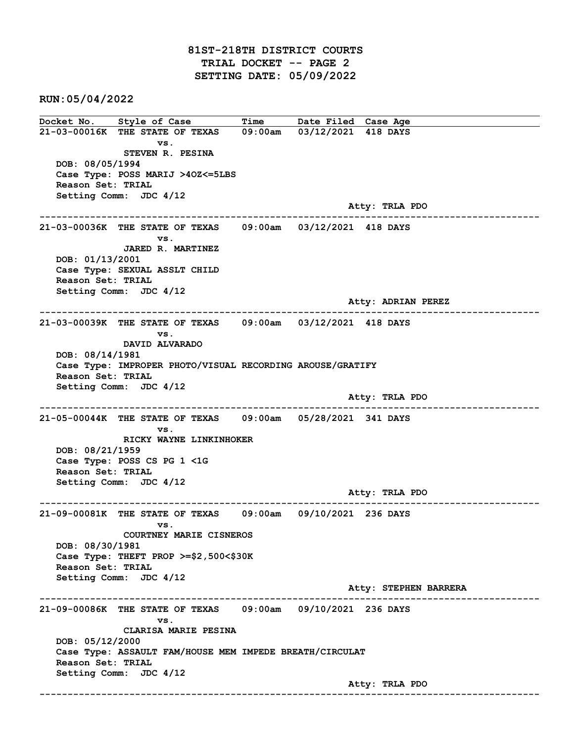# 81ST-218TH DISTRICT COURTS
## TRIAL DOCKET -- PAGE 2
## SETTING DATE: 05/09/2022

**RUN:05/04/2022**

| Docket No. | Style of Case | Time | Date Filed | Case Age |
|---|---|---|---|---|

---

**21-03-00016K** THE STATE OF TEXAS vs. STEVEN R. PESINA — 09:00am — 03/12/2021 — 418 DAYS

DOB: 08/05/1994
Case Type: POSS MARIJ >4OZ<=5LBS
Reason Set: TRIAL
Setting Comm: JDC 4/12
Atty: TRLA PDO

---

**21-03-00036K** THE STATE OF TEXAS vs. JARED R. MARTINEZ — 09:00am — 03/12/2021 — 418 DAYS

DOB: 01/13/2001
Case Type: SEXUAL ASSLT CHILD
Reason Set: TRIAL
Setting Comm: JDC 4/12
Atty: ADRIAN PEREZ

---

**21-03-00039K** THE STATE OF TEXAS vs. DAVID ALVARADO — 09:00am — 03/12/2021 — 418 DAYS

DOB: 08/14/1981
Case Type: IMPROPER PHOTO/VISUAL RECORDING AROUSE/GRATIFY
Reason Set: TRIAL
Setting Comm: JDC 4/12
Atty: TRLA PDO

---

**21-05-00044K** THE STATE OF TEXAS vs. RICKY WAYNE LINKINHOKER — 09:00am — 05/28/2021 — 341 DAYS

DOB: 08/21/1959
Case Type: POSS CS PG 1 <1G
Reason Set: TRIAL
Setting Comm: JDC 4/12
Atty: TRLA PDO

---

**21-09-00081K** THE STATE OF TEXAS vs. COURTNEY MARIE CISNEROS — 09:00am — 09/10/2021 — 236 DAYS

DOB: 08/30/1981
Case Type: THEFT PROP >=$2,500<$30K
Reason Set: TRIAL
Setting Comm: JDC 4/12
Atty: STEPHEN BARRERA

---

**21-09-00086K** THE STATE OF TEXAS vs. CLARISA MARIE PESINA — 09:00am — 09/10/2021 — 236 DAYS

DOB: 05/12/2000
Case Type: ASSAULT FAM/HOUSE MEM IMPEDE BREATH/CIRCULAT
Reason Set: TRIAL
Setting Comm: JDC 4/12
Atty: TRLA PDO

---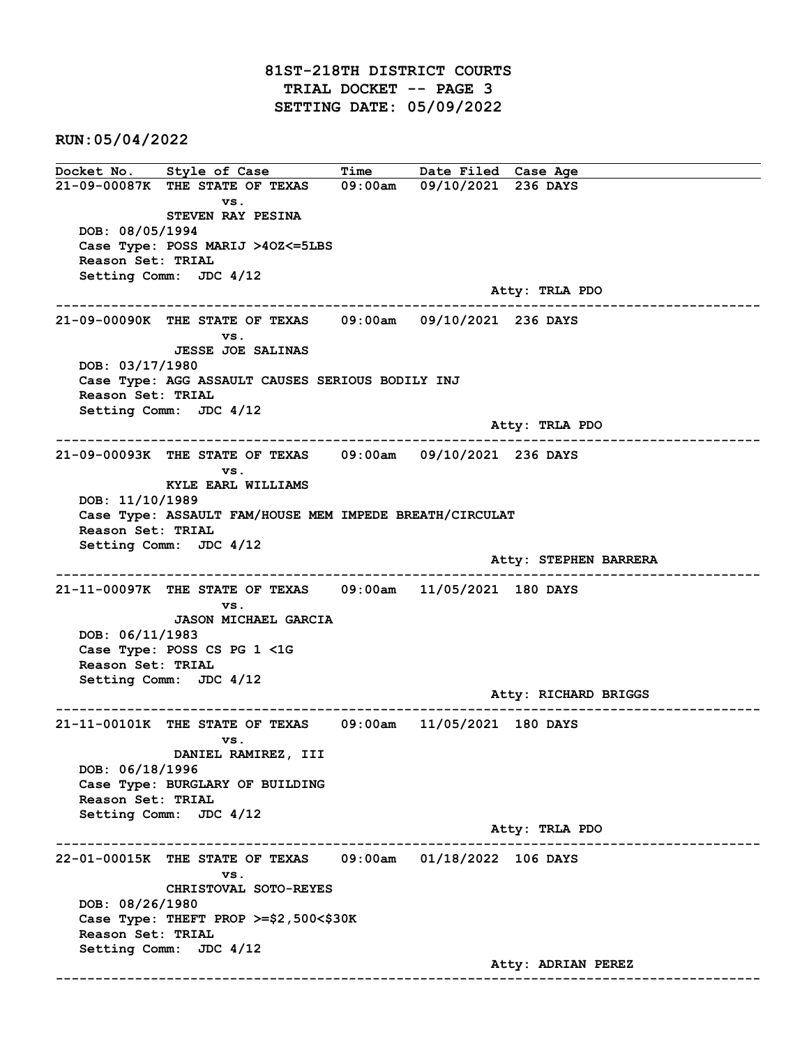# 81ST-218TH DISTRICT COURTS
## TRIAL DOCKET -- PAGE 3
## SETTING DATE: 05/09/2022

**RUN:05/04/2022**

| Docket No. | Style of Case | Time | Date Filed | Case Age |
|---|---|---|---|---|

**21-09-00087K** THE STATE OF TEXAS vs. STEVEN RAY PESINA — 09:00am — 09/10/2021 — 236 DAYS
DOB: 08/05/1994
Case Type: POSS MARIJ >4OZ<=5LBS
Reason Set: TRIAL
Setting Comm: JDC 4/12
Atty: TRLA PDO

---

**21-09-00090K** THE STATE OF TEXAS vs. JESSE JOE SALINAS — 09:00am — 09/10/2021 — 236 DAYS
DOB: 03/17/1980
Case Type: AGG ASSAULT CAUSES SERIOUS BODILY INJ
Reason Set: TRIAL
Setting Comm: JDC 4/12
Atty: TRLA PDO

---

**21-09-00093K** THE STATE OF TEXAS vs. KYLE EARL WILLIAMS — 09:00am — 09/10/2021 — 236 DAYS
DOB: 11/10/1989
Case Type: ASSAULT FAM/HOUSE MEM IMPEDE BREATH/CIRCULAT
Reason Set: TRIAL
Setting Comm: JDC 4/12
Atty: STEPHEN BARRERA

---

**21-11-00097K** THE STATE OF TEXAS vs. JASON MICHAEL GARCIA — 09:00am — 11/05/2021 — 180 DAYS
DOB: 06/11/1983
Case Type: POSS CS PG 1 <1G
Reason Set: TRIAL
Setting Comm: JDC 4/12
Atty: RICHARD BRIGGS

---

**21-11-00101K** THE STATE OF TEXAS vs. DANIEL RAMIREZ, III — 09:00am — 11/05/2021 — 180 DAYS
DOB: 06/18/1996
Case Type: BURGLARY OF BUILDING
Reason Set: TRIAL
Setting Comm: JDC 4/12
Atty: TRLA PDO

---

**22-01-00015K** THE STATE OF TEXAS vs. CHRISTOVAL SOTO-REYES — 09:00am — 01/18/2022 — 106 DAYS
DOB: 08/26/1980
Case Type: THEFT PROP >=$2,500<$30K
Reason Set: TRIAL
Setting Comm: JDC 4/12
Atty: ADRIAN PEREZ

---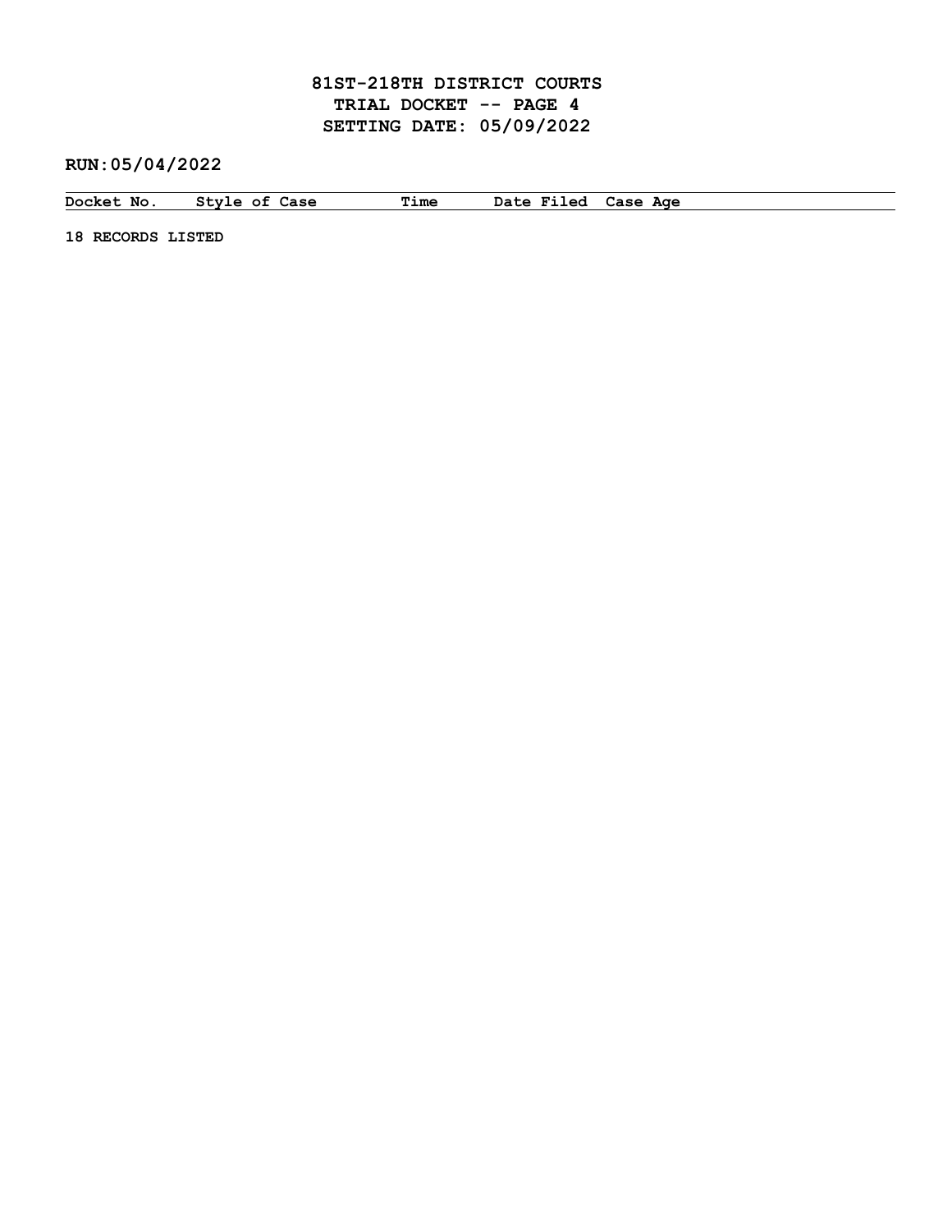**81ST-218TH DISTRICT COURTS**
**TRIAL DOCKET -- PAGE 4**
**SETTING DATE: 05/09/2022**

**RUN:05/04/2022**

| Docket No. | Style of Case | Time | Date Filed | Case Age |
|---|---|---|---|---|

**18 RECORDS LISTED**